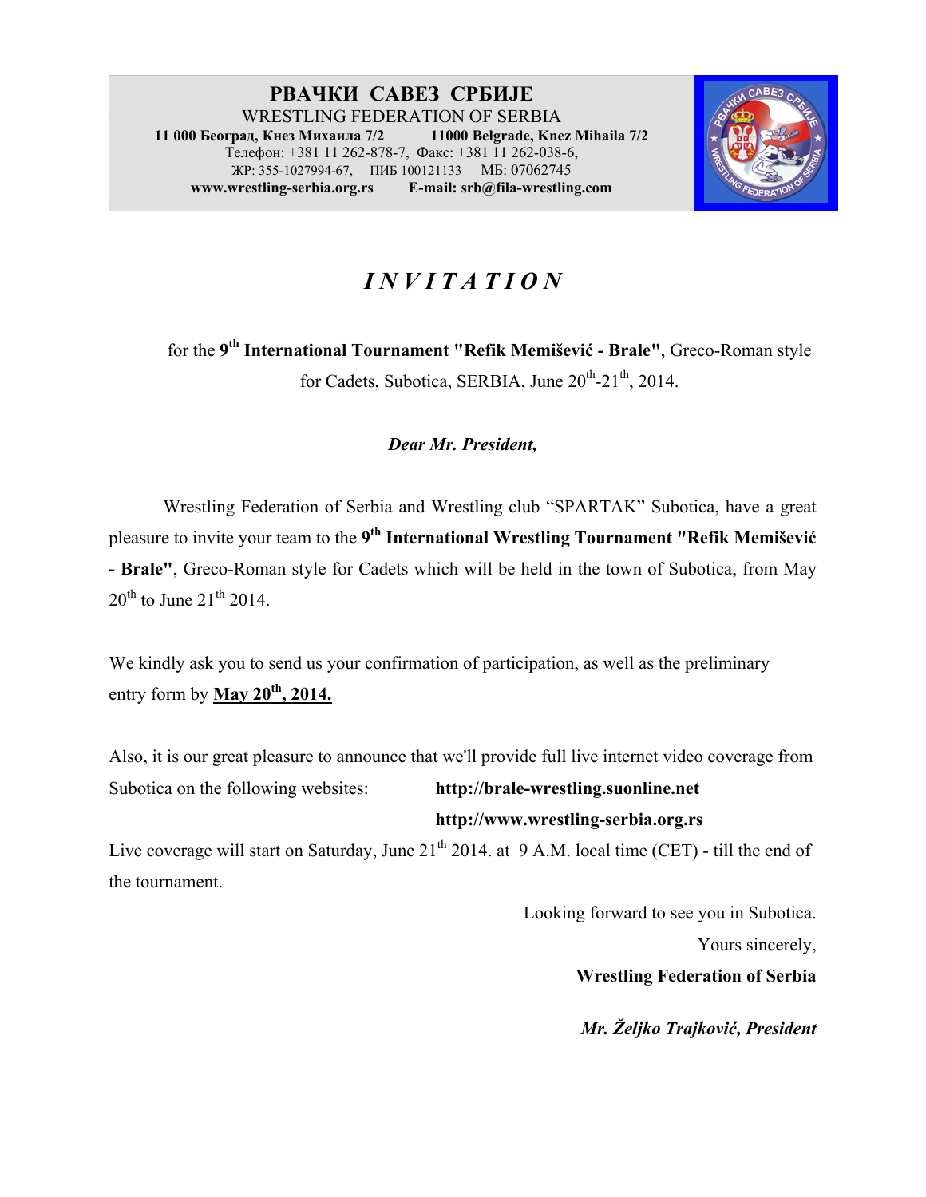**РВАЧКИ САВЕЗ СРБИЈЕ**
WRESTLING FEDERATION OF SERBIA
**11 000 Београд, Кнез Михаила 7/2** **11000 Belgrade, Knez Mihaila 7/2**
Телефон: +381 11 262-878-7, Факс: +381 11 262-038-6,
ЖР: 355-1027994-67, ПИБ 100121133 МБ: 07062745
**www.wrestling-serbia.org.rs** **E-mail: srb@fila-wrestling.com**

# *I N V I T A T I O N*

for the **9th International Tournament "Refik Memišević - Brale"**, Greco-Roman style for Cadets, Subotica, SERBIA, June 20th-21th, 2014.

***Dear Mr. President,***

Wrestling Federation of Serbia and Wrestling club "SPARTAK" Subotica, have a great pleasure to invite your team to the **9th International Wrestling Tournament "Refik Memišević - Brale"**, Greco-Roman style for Cadets which will be held in the town of Subotica, from May 20th to June 21th 2014.

We kindly ask you to send us your confirmation of participation, as well as the preliminary entry form by **May 20th, 2014.**

Also, it is our great pleasure to announce that we'll provide full live internet video coverage from Subotica on the following websites: **http://brale-wrestling.suonline.net**
**http://www.wrestling-serbia.org.rs**

Live coverage will start on Saturday, June 21th 2014. at 9 A.M. local time (CET) - till the end of the tournament.

Looking forward to see you in Subotica.

Yours sincerely,

**Wrestling Federation of Serbia**

***Mr. Željko Trajković, President***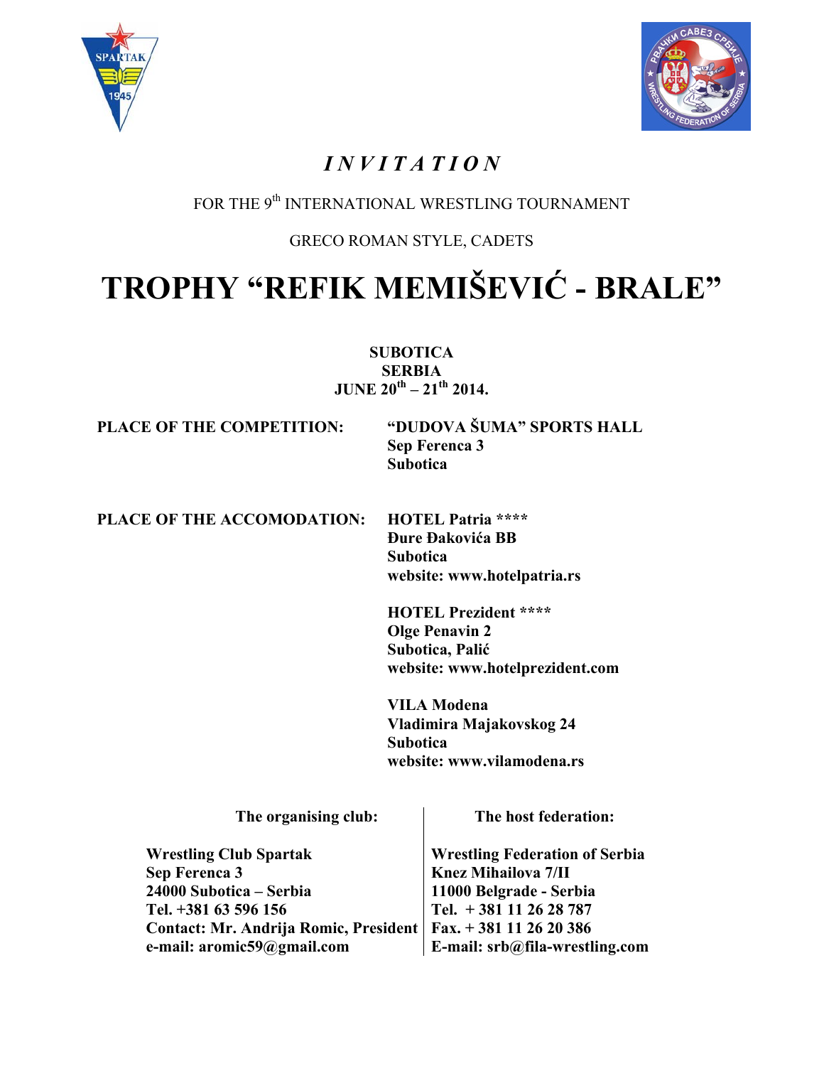# *INVITATION*

FOR THE 9th INTERNATIONAL WRESTLING TOURNAMENT

GRECO ROMAN STYLE, CADETS

# TROPHY "REFIK MEMIŠEVIĆ - BRALE"

**SUBOTICA**
**SERBIA**
**JUNE 20th – 21th 2014.**

**PLACE OF THE COMPETITION:** **"DUDOVA ŠUMA" SPORTS HALL**
**Sep Ferenca 3**
**Subotica**

**PLACE OF THE ACCOMODATION:** **HOTEL Patria ****
**Đure Đakovića BB**
**Subotica**
**website: www.hotelpatria.rs**

**HOTEL Prezident ****
**Olge Penavin 2**
**Subotica, Palić**
**website: www.hotelprezident.com**

**VILA Modena**
**Vladimira Majakovskog 24**
**Subotica**
**website: www.vilamodena.rs**

| **The organising club:** | **The host federation:** |
|---|---|
| **Wrestling Club Spartak** | **Wrestling Federation of Serbia** |
| **Sep Ferenca 3** | **Knez Mihailova 7/II** |
| **24000 Subotica – Serbia** | **11000 Belgrade - Serbia** |
| **Tel. +381 63 596 156** | **Tel. + 381 11 26 28 787** |
| **Contact: Mr. Andrija Romic, President** | **Fax. + 381 11 26 20 386** |
| **e-mail: aromic59@gmail.com** | **E-mail: srb@fila-wrestling.com** |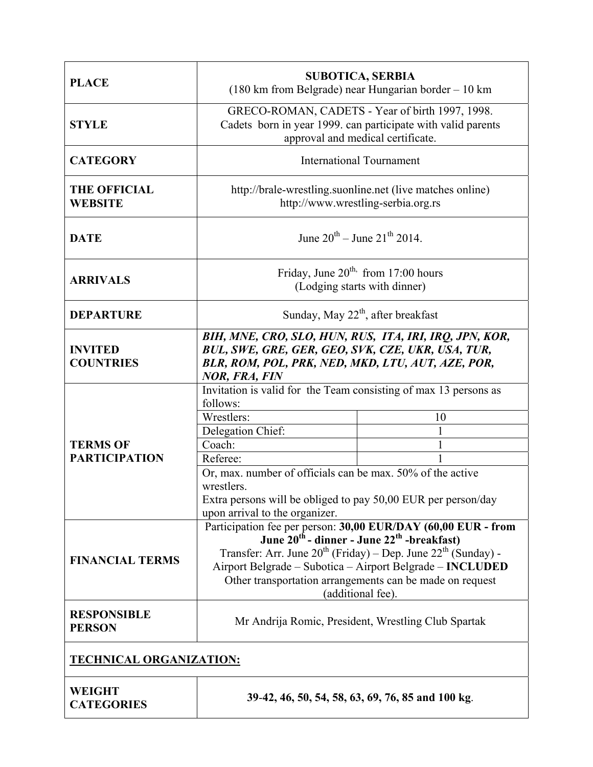| | |
|---|---|
| **PLACE** | **SUBOTICA, SERBIA**<br>(180 km from Belgrade) near Hungarian border – 10 km |
| **STYLE** | GRECO-ROMAN, CADETS - Year of birth 1997, 1998.<br>Cadets born in year 1999. can participate with valid parents approval and medical certificate. |
| **CATEGORY** | International Tournament |
| **THE OFFICIAL WEBSITE** | http://brale-wrestling.suonline.net (live matches online)<br>http://www.wrestling-serbia.org.rs |
| **DATE** | June 20th – June 21th 2014. |
| **ARRIVALS** | Friday, June 20th, from 17:00 hours<br>(Lodging starts with dinner) |
| **DEPARTURE** | Sunday, May 22th, after breakfast |
| **INVITED COUNTRIES** | ***BIH, MNE, CRO, SLO, HUN, RUS, ITA, IRI, IRQ, JPN, KOR, BUL, SWE, GRE, GER, GEO, SVK, CZE, UKR, USA, TUR, BLR, ROM, POL, PRK, NED, MKD, LTU, AUT, AZE, POR, NOR, FRA, FIN*** |
| **TERMS OF PARTICIPATION** | Invitation is valid for the Team consisting of max 13 persons as follows:<br>Wrestlers: 10<br>Delegation Chief: 1<br>Coach: 1<br>Referee: 1<br>Or, max. number of officials can be max. 50% of the active wrestlers.<br>Extra persons will be obliged to pay 50,00 EUR per person/day upon arrival to the organizer. |
| **FINANCIAL TERMS** | Participation fee per person: **30,00 EUR/DAY (60,00 EUR - from June 20th - dinner - June 22th -breakfast)**<br>Transfer: Arr. June 20th (Friday) – Dep. June 22th (Sunday) - Airport Belgrade – Subotica – Airport Belgrade – **INCLUDED**<br>Other transportation arrangements can be made on request (additional fee). |
| **RESPONSIBLE PERSON** | Mr Andrija Romic, President, Wrestling Club Spartak |

## TECHNICAL ORGANIZATION:

| | |
|---|---|
| **WEIGHT CATEGORIES** | **39-42, 46, 50, 54, 58, 63, 69, 76, 85 and 100 kg**. |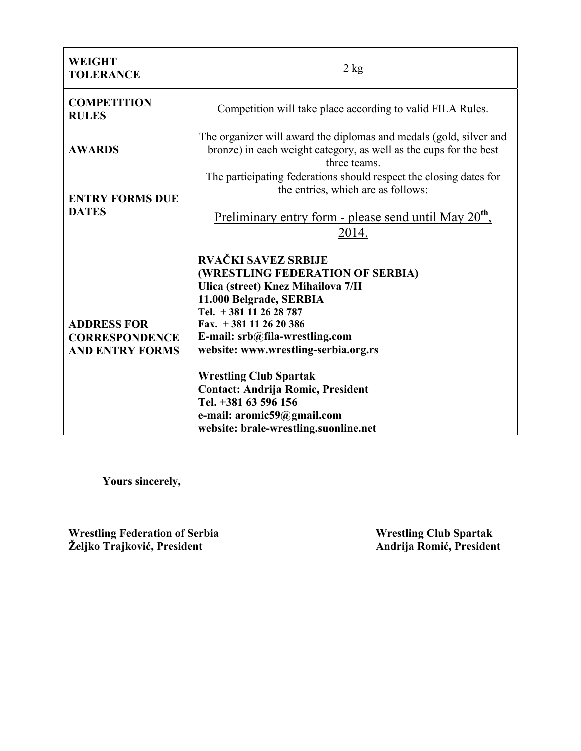| | |
|---|---|
| **WEIGHT TOLERANCE** | 2 kg |
| **COMPETITION RULES** | Competition will take place according to valid FILA Rules. |
| **AWARDS** | The organizer will award the diplomas and medals (gold, silver and bronze) in each weight category, as well as the cups for the best three teams. |
| **ENTRY FORMS DUE DATES** | The participating federations should respect the closing dates for the entries, which are as follows:<br><br><u>Preliminary entry form - please send until May 20th, 2014.</u> |
| **ADDRESS FOR CORRESPONDENCE AND ENTRY FORMS** | **RVAČKI SAVEZ SRBIJE**<br>**(WRESTLING FEDERATION OF SERBIA)**<br>**Ulica (street) Knez Mihailova 7/II**<br>**11.000 Belgrade, SERBIA**<br>**Tel. + 381 11 26 28 787**<br>**Fax. + 381 11 26 20 386**<br>**E-mail: srb@fila-wrestling.com**<br>**website: www.wrestling-serbia.org.rs**<br><br>**Wrestling Club Spartak**<br>**Contact: Andrija Romic, President**<br>**Tel. +381 63 596 156**<br>**e-mail: aromic59@gmail.com**<br>**website: brale-wrestling.suonline.net** |

**Yours sincerely,**

**Wrestling Federation of Serbia**
**Željko Trajković, President**

**Wrestling Club Spartak**
**Andrija Romić, President**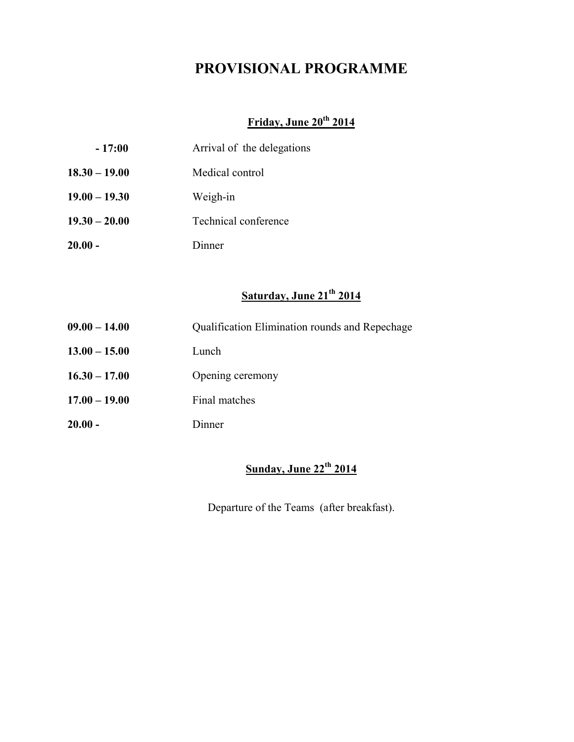# PROVISIONAL PROGRAMME

## Friday, June 20th 2014

| | |
|---|---|
| **- 17:00** | Arrival of the delegations |
| **18.30 – 19.00** | Medical control |
| **19.00 – 19.30** | Weigh-in |
| **19.30 – 20.00** | Technical conference |
| **20.00 -** | Dinner |

## Saturday, June 21th 2014

| | |
|---|---|
| **09.00 – 14.00** | Qualification Elimination rounds and Repechage |
| **13.00 – 15.00** | Lunch |
| **16.30 – 17.00** | Opening ceremony |
| **17.00 – 19.00** | Final matches |
| **20.00 -** | Dinner |

## Sunday, June 22th 2014

Departure of the Teams (after breakfast).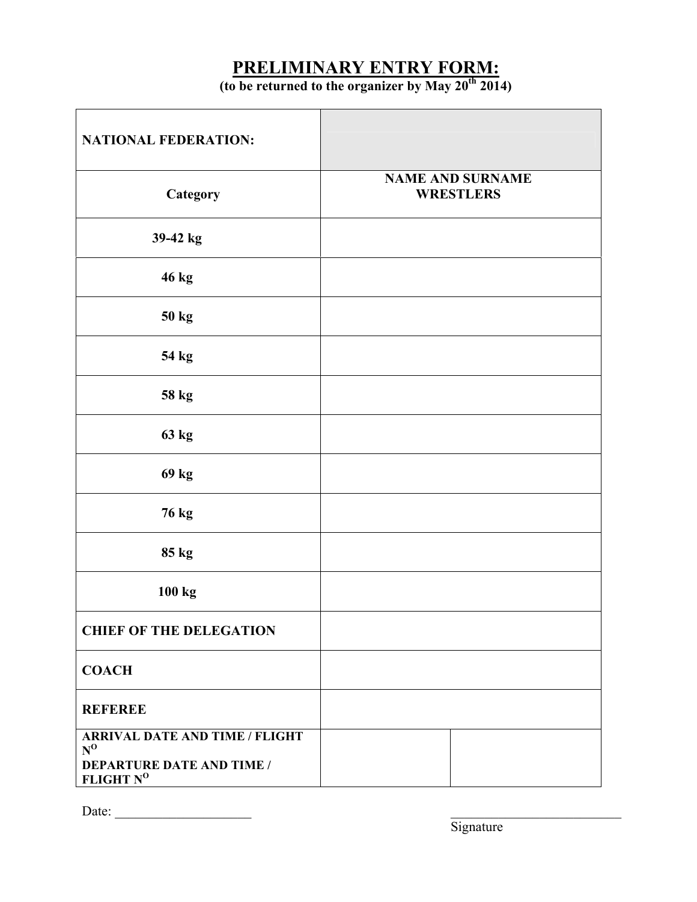# PRELIMINARY ENTRY FORM:

**(to be returned to the organizer by May 20th 2014)**

| | | |
|---|---|---|
| **NATIONAL FEDERATION:** | | |
| **Category** | **NAME AND SURNAME WRESTLERS** | |
| **39-42 kg** | | |
| **46 kg** | | |
| **50 kg** | | |
| **54 kg** | | |
| **58 kg** | | |
| **63 kg** | | |
| **69 kg** | | |
| **76 kg** | | |
| **85 kg** | | |
| **100 kg** | | |
| **CHIEF OF THE DELEGATION** | | |
| **COACH** | | |
| **REFEREE** | | |
| **ARRIVAL DATE AND TIME / FLIGHT N$^{O}$**<br>**DEPARTURE DATE AND TIME / FLIGHT N$^{O}$** | | |

Date: ____________________

____________________________
Signature